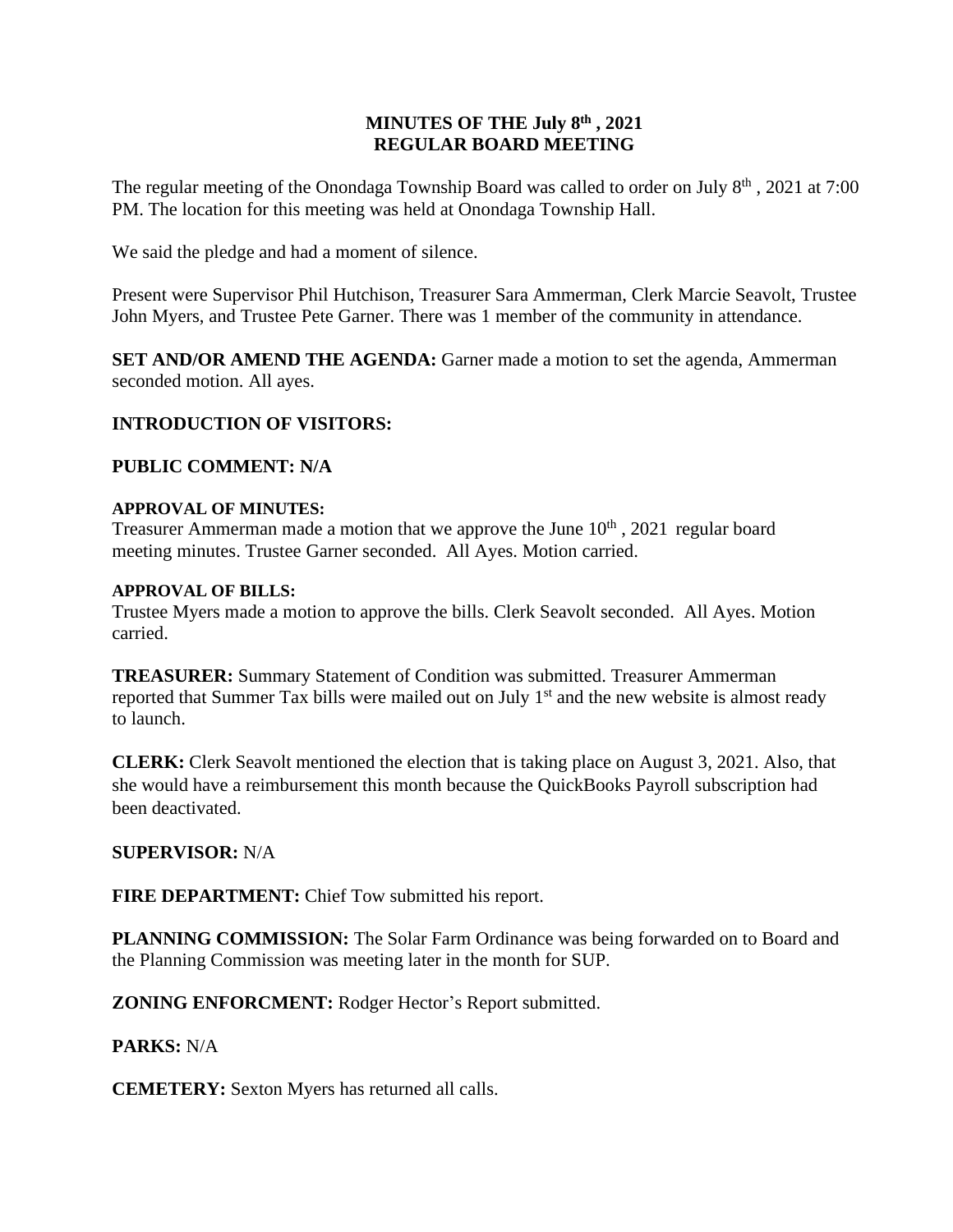# MINUTES OF THE July 8th , 2021
# REGULAR BOARD MEETING

The regular meeting of the Onondaga Township Board was called to order on July 8th , 2021 at 7:00 PM. The location for this meeting was held at Onondaga Township Hall.

We said the pledge and had a moment of silence.

Present were Supervisor Phil Hutchison, Treasurer Sara Ammerman, Clerk Marcie Seavolt, Trustee John Myers, and Trustee Pete Garner. There was 1 member of the community in attendance.

**SET AND/OR AMEND THE AGENDA:** Garner made a motion to set the agenda, Ammerman seconded motion. All ayes.

**INTRODUCTION OF VISITORS:**

**PUBLIC COMMENT: N/A**

**APPROVAL OF MINUTES:**
Treasurer Ammerman made a motion that we approve the June 10th , 2021 regular board meeting minutes. Trustee Garner seconded. All Ayes. Motion carried.

**APPROVAL OF BILLS:**
Trustee Myers made a motion to approve the bills. Clerk Seavolt seconded. All Ayes. Motion carried.

**TREASURER:** Summary Statement of Condition was submitted. Treasurer Ammerman reported that Summer Tax bills were mailed out on July 1st and the new website is almost ready to launch.

**CLERK:** Clerk Seavolt mentioned the election that is taking place on August 3, 2021. Also, that she would have a reimbursement this month because the QuickBooks Payroll subscription had been deactivated.

**SUPERVISOR:** N/A

**FIRE DEPARTMENT:** Chief Tow submitted his report.

**PLANNING COMMISSION:** The Solar Farm Ordinance was being forwarded on to Board and the Planning Commission was meeting later in the month for SUP.

**ZONING ENFORCMENT:** Rodger Hector's Report submitted.

**PARKS:** N/A

**CEMETERY:** Sexton Myers has returned all calls.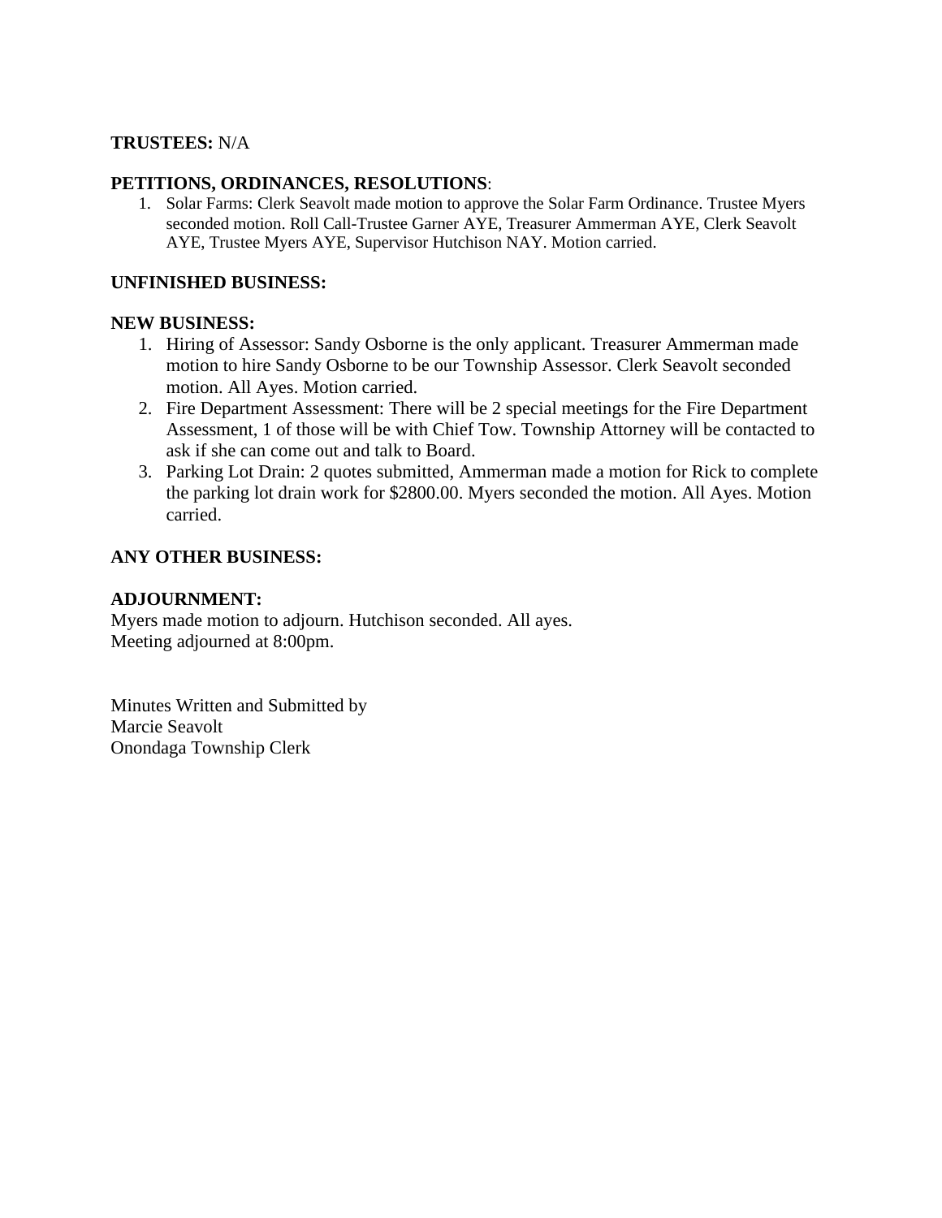**TRUSTEES:** N/A

**PETITIONS, ORDINANCES, RESOLUTIONS**:

1. Solar Farms: Clerk Seavolt made motion to approve the Solar Farm Ordinance. Trustee Myers seconded motion. Roll Call-Trustee Garner AYE, Treasurer Ammerman AYE, Clerk Seavolt AYE, Trustee Myers AYE, Supervisor Hutchison NAY. Motion carried.

**UNFINISHED BUSINESS:**

**NEW BUSINESS:**

1. Hiring of Assessor: Sandy Osborne is the only applicant. Treasurer Ammerman made motion to hire Sandy Osborne to be our Township Assessor. Clerk Seavolt seconded motion. All Ayes. Motion carried.
2. Fire Department Assessment: There will be 2 special meetings for the Fire Department Assessment, 1 of those will be with Chief Tow. Township Attorney will be contacted to ask if she can come out and talk to Board.
3. Parking Lot Drain: 2 quotes submitted, Ammerman made a motion for Rick to complete the parking lot drain work for $2800.00. Myers seconded the motion. All Ayes. Motion carried.

**ANY OTHER BUSINESS:**

**ADJOURNMENT:**
Myers made motion to adjourn. Hutchison seconded. All ayes.
Meeting adjourned at 8:00pm.

Minutes Written and Submitted by
Marcie Seavolt
Onondaga Township Clerk